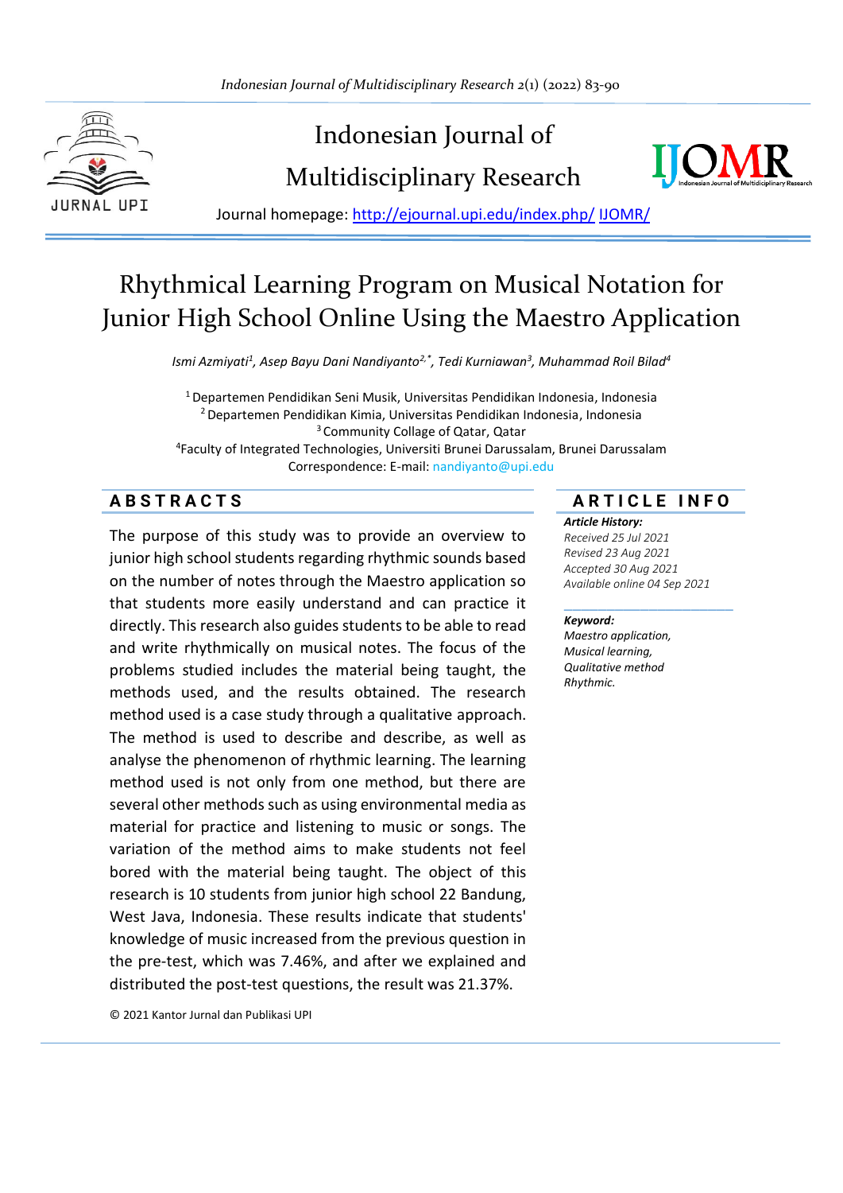# Indonesian Journal of Multidisciplinary Research

Journal homepage: http://ejournal.upi.edu/index.php/ IJOMR/

# Rhythmical Learning Program on Musical Notation for Junior High School Online Using the Maestro Application

*Ismi Azmiyati[1], Asep Bayu Dani Nandiyanto[2,*], Tedi Kurniawan[3], Muhammad Roil Bilad[4]*

[1] Departemen Pendidikan Seni Musik, Universitas Pendidikan Indonesia, Indonesia
[2] Departemen Pendidikan Kimia, Universitas Pendidikan Indonesia, Indonesia
[3] Community Collage of Qatar, Qatar
[4] Faculty of Integrated Technologies, Universiti Brunei Darussalam, Brunei Darussalam
Correspondence: E-mail: nandiyanto@upi.edu

## ABSTRACTS

The purpose of this study was to provide an overview to junior high school students regarding rhythmic sounds based on the number of notes through the Maestro application so that students more easily understand and can practice it directly. This research also guides students to be able to read and write rhythmically on musical notes. The focus of the problems studied includes the material being taught, the methods used, and the results obtained. The research method used is a case study through a qualitative approach. The method is used to describe and describe, as well as analyse the phenomenon of rhythmic learning. The learning method used is not only from one method, but there are several other methods such as using environmental media as material for practice and listening to music or songs. The variation of the method aims to make students not feel bored with the material being taught. The object of this research is 10 students from junior high school 22 Bandung, West Java, Indonesia. These results indicate that students' knowledge of music increased from the previous question in the pre-test, which was 7.46%, and after we explained and distributed the post-test questions, the result was 21.37%.

© 2021 Kantor Jurnal dan Publikasi UPI

## ARTICLE INFO

***Article History:***
*Received 25 Jul 2021*
*Revised 23 Aug 2021*
*Accepted 30 Aug 2021*
*Available online 04 Sep 2021*

***Keyword:***
*Maestro application,*
*Musical learning,*
*Qualitative method*
*Rhythmic.*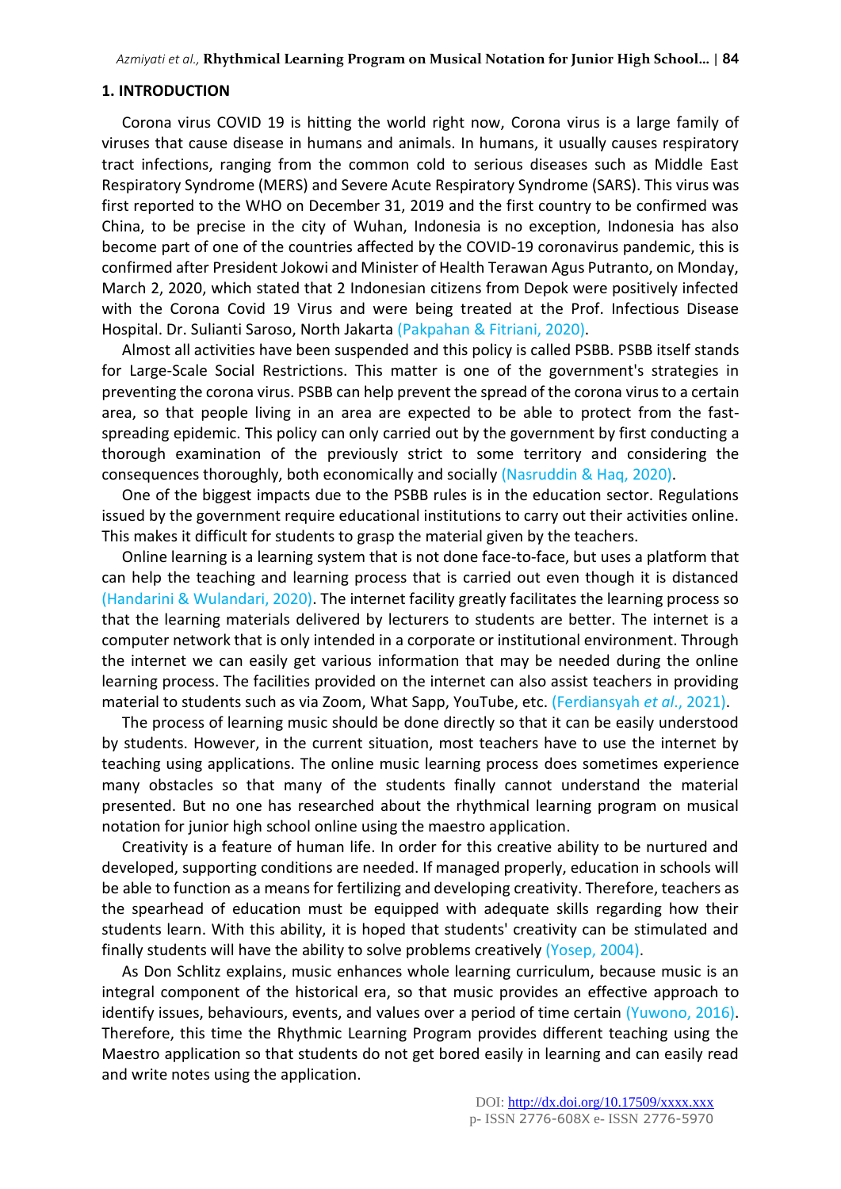## 1. INTRODUCTION

Corona virus COVID 19 is hitting the world right now, Corona virus is a large family of viruses that cause disease in humans and animals. In humans, it usually causes respiratory tract infections, ranging from the common cold to serious diseases such as Middle East Respiratory Syndrome (MERS) and Severe Acute Respiratory Syndrome (SARS). This virus was first reported to the WHO on December 31, 2019 and the first country to be confirmed was China, to be precise in the city of Wuhan, Indonesia is no exception, Indonesia has also become part of one of the countries affected by the COVID-19 coronavirus pandemic, this is confirmed after President Jokowi and Minister of Health Terawan Agus Putranto, on Monday, March 2, 2020, which stated that 2 Indonesian citizens from Depok were positively infected with the Corona Covid 19 Virus and were being treated at the Prof. Infectious Disease Hospital. Dr. Sulianti Saroso, North Jakarta (Pakpahan & Fitriani, 2020).

Almost all activities have been suspended and this policy is called PSBB. PSBB itself stands for Large-Scale Social Restrictions. This matter is one of the government's strategies in preventing the corona virus. PSBB can help prevent the spread of the corona virus to a certain area, so that people living in an area are expected to be able to protect from the fast-spreading epidemic. This policy can only carried out by the government by first conducting a thorough examination of the previously strict to some territory and considering the consequences thoroughly, both economically and socially (Nasruddin & Haq, 2020).

One of the biggest impacts due to the PSBB rules is in the education sector. Regulations issued by the government require educational institutions to carry out their activities online. This makes it difficult for students to grasp the material given by the teachers.

Online learning is a learning system that is not done face-to-face, but uses a platform that can help the teaching and learning process that is carried out even though it is distanced (Handarini & Wulandari, 2020). The internet facility greatly facilitates the learning process so that the learning materials delivered by lecturers to students are better. The internet is a computer network that is only intended in a corporate or institutional environment. Through the internet we can easily get various information that may be needed during the online learning process. The facilities provided on the internet can also assist teachers in providing material to students such as via Zoom, What Sapp, YouTube, etc. (Ferdiansyah *et al.*, 2021).

The process of learning music should be done directly so that it can be easily understood by students. However, in the current situation, most teachers have to use the internet by teaching using applications. The online music learning process does sometimes experience many obstacles so that many of the students finally cannot understand the material presented. But no one has researched about the rhythmical learning program on musical notation for junior high school online using the maestro application.

Creativity is a feature of human life. In order for this creative ability to be nurtured and developed, supporting conditions are needed. If managed properly, education in schools will be able to function as a means for fertilizing and developing creativity. Therefore, teachers as the spearhead of education must be equipped with adequate skills regarding how their students learn. With this ability, it is hoped that students' creativity can be stimulated and finally students will have the ability to solve problems creatively (Yosep, 2004).

As Don Schlitz explains, music enhances whole learning curriculum, because music is an integral component of the historical era, so that music provides an effective approach to identify issues, behaviours, events, and values over a period of time certain (Yuwono, 2016). Therefore, this time the Rhythmic Learning Program provides different teaching using the Maestro application so that students do not get bored easily in learning and can easily read and write notes using the application.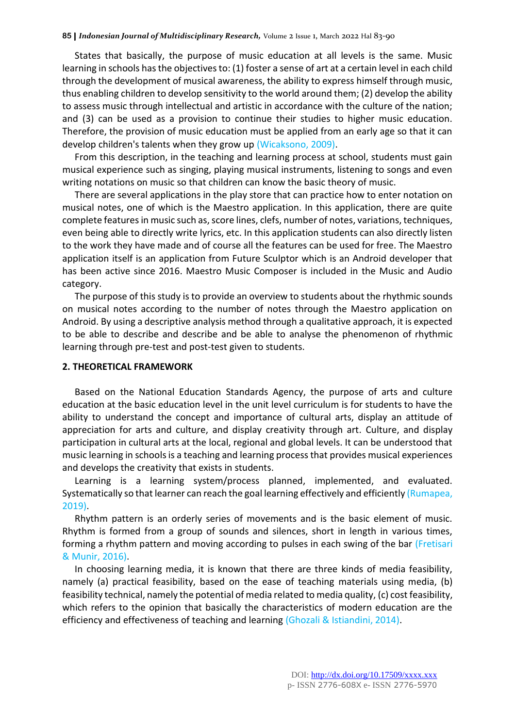States that basically, the purpose of music education at all levels is the same. Music learning in schools has the objectives to: (1) foster a sense of art at a certain level in each child through the development of musical awareness, the ability to express himself through music, thus enabling children to develop sensitivity to the world around them; (2) develop the ability to assess music through intellectual and artistic in accordance with the culture of the nation; and (3) can be used as a provision to continue their studies to higher music education. Therefore, the provision of music education must be applied from an early age so that it can develop children's talents when they grow up (Wicaksono, 2009).

From this description, in the teaching and learning process at school, students must gain musical experience such as singing, playing musical instruments, listening to songs and even writing notations on music so that children can know the basic theory of music.

There are several applications in the play store that can practice how to enter notation on musical notes, one of which is the Maestro application. In this application, there are quite complete features in music such as, score lines, clefs, number of notes, variations, techniques, even being able to directly write lyrics, etc. In this application students can also directly listen to the work they have made and of course all the features can be used for free. The Maestro application itself is an application from Future Sculptor which is an Android developer that has been active since 2016. Maestro Music Composer is included in the Music and Audio category.

The purpose of this study is to provide an overview to students about the rhythmic sounds on musical notes according to the number of notes through the Maestro application on Android. By using a descriptive analysis method through a qualitative approach, it is expected to be able to describe and describe and be able to analyse the phenomenon of rhythmic learning through pre-test and post-test given to students.

## 2. THEORETICAL FRAMEWORK

Based on the National Education Standards Agency, the purpose of arts and culture education at the basic education level in the unit level curriculum is for students to have the ability to understand the concept and importance of cultural arts, display an attitude of appreciation for arts and culture, and display creativity through art. Culture, and display participation in cultural arts at the local, regional and global levels. It can be understood that music learning in schools is a teaching and learning process that provides musical experiences and develops the creativity that exists in students.

Learning is a learning system/process planned, implemented, and evaluated. Systematically so that learner can reach the goal learning effectively and efficiently (Rumapea, 2019).

Rhythm pattern is an orderly series of movements and is the basic element of music. Rhythm is formed from a group of sounds and silences, short in length in various times, forming a rhythm pattern and moving according to pulses in each swing of the bar (Fretisari & Munir, 2016).

In choosing learning media, it is known that there are three kinds of media feasibility, namely (a) practical feasibility, based on the ease of teaching materials using media, (b) feasibility technical, namely the potential of media related to media quality, (c) cost feasibility, which refers to the opinion that basically the characteristics of modern education are the efficiency and effectiveness of teaching and learning (Ghozali & Istiandini, 2014).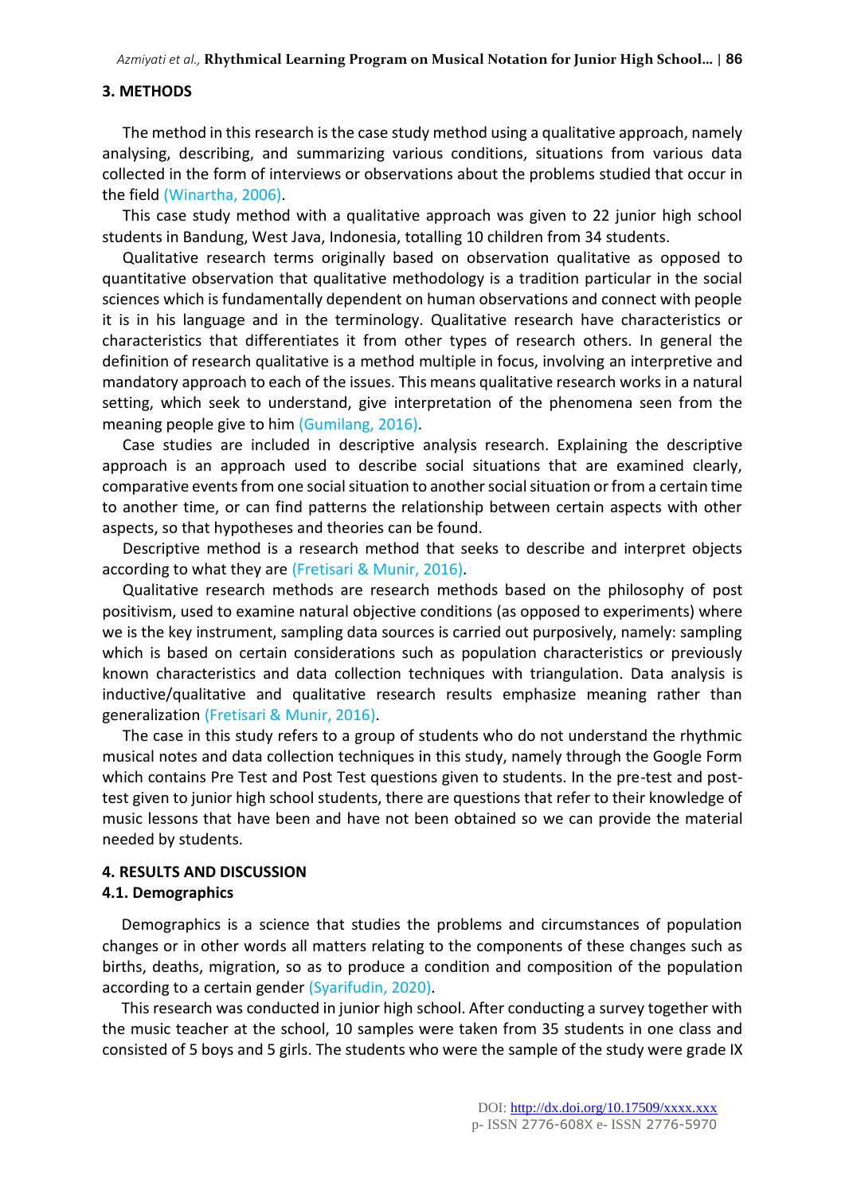## 3. METHODS

The method in this research is the case study method using a qualitative approach, namely analysing, describing, and summarizing various conditions, situations from various data collected in the form of interviews or observations about the problems studied that occur in the field (Winartha, 2006).

This case study method with a qualitative approach was given to 22 junior high school students in Bandung, West Java, Indonesia, totalling 10 children from 34 students.

Qualitative research terms originally based on observation qualitative as opposed to quantitative observation that qualitative methodology is a tradition particular in the social sciences which is fundamentally dependent on human observations and connect with people it is in his language and in the terminology. Qualitative research have characteristics or characteristics that differentiates it from other types of research others. In general the definition of research qualitative is a method multiple in focus, involving an interpretive and mandatory approach to each of the issues. This means qualitative research works in a natural setting, which seek to understand, give interpretation of the phenomena seen from the meaning people give to him (Gumilang, 2016).

Case studies are included in descriptive analysis research. Explaining the descriptive approach is an approach used to describe social situations that are examined clearly, comparative events from one social situation to another social situation or from a certain time to another time, or can find patterns the relationship between certain aspects with other aspects, so that hypotheses and theories can be found.

Descriptive method is a research method that seeks to describe and interpret objects according to what they are (Fretisari & Munir, 2016).

Qualitative research methods are research methods based on the philosophy of post positivism, used to examine natural objective conditions (as opposed to experiments) where we is the key instrument, sampling data sources is carried out purposively, namely: sampling which is based on certain considerations such as population characteristics or previously known characteristics and data collection techniques with triangulation. Data analysis is inductive/qualitative and qualitative research results emphasize meaning rather than generalization (Fretisari & Munir, 2016).

The case in this study refers to a group of students who do not understand the rhythmic musical notes and data collection techniques in this study, namely through the Google Form which contains Pre Test and Post Test questions given to students. In the pre-test and post-test given to junior high school students, there are questions that refer to their knowledge of music lessons that have been and have not been obtained so we can provide the material needed by students.

## 4. RESULTS AND DISCUSSION

### 4.1. Demographics

Demographics is a science that studies the problems and circumstances of population changes or in other words all matters relating to the components of these changes such as births, deaths, migration, so as to produce a condition and composition of the population according to a certain gender (Syarifudin, 2020).

This research was conducted in junior high school. After conducting a survey together with the music teacher at the school, 10 samples were taken from 35 students in one class and consisted of 5 boys and 5 girls. The students who were the sample of the study were grade IX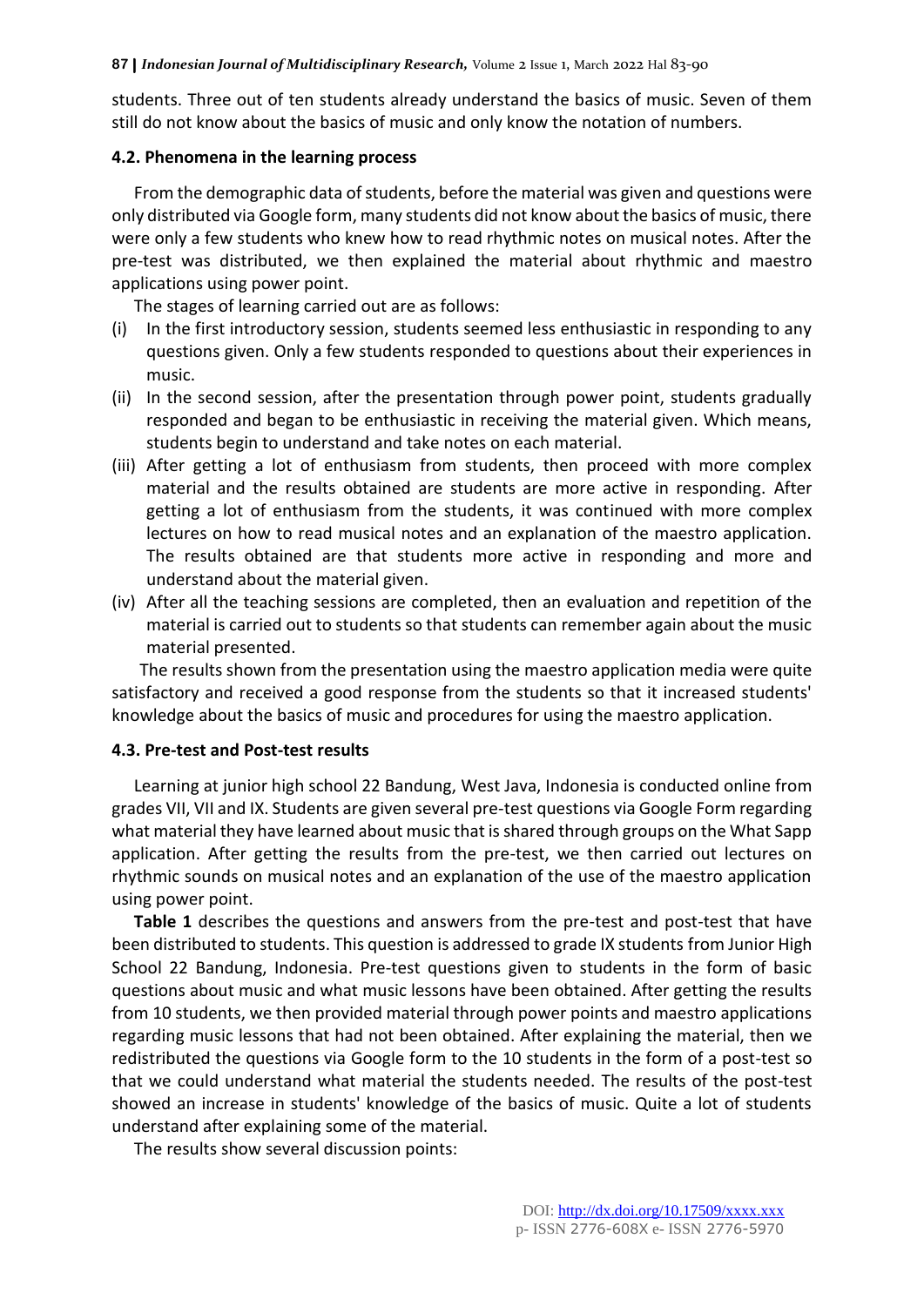students. Three out of ten students already understand the basics of music. Seven of them still do not know about the basics of music and only know the notation of numbers.

### 4.2. Phenomena in the learning process

From the demographic data of students, before the material was given and questions were only distributed via Google form, many students did not know about the basics of music, there were only a few students who knew how to read rhythmic notes on musical notes. After the pre-test was distributed, we then explained the material about rhythmic and maestro applications using power point.

The stages of learning carried out are as follows:

(i) In the first introductory session, students seemed less enthusiastic in responding to any questions given. Only a few students responded to questions about their experiences in music.

(ii) In the second session, after the presentation through power point, students gradually responded and began to be enthusiastic in receiving the material given. Which means, students begin to understand and take notes on each material.

(iii) After getting a lot of enthusiasm from students, then proceed with more complex material and the results obtained are students are more active in responding. After getting a lot of enthusiasm from the students, it was continued with more complex lectures on how to read musical notes and an explanation of the maestro application. The results obtained are that students more active in responding and more and understand about the material given.

(iv) After all the teaching sessions are completed, then an evaluation and repetition of the material is carried out to students so that students can remember again about the music material presented.

The results shown from the presentation using the maestro application media were quite satisfactory and received a good response from the students so that it increased students' knowledge about the basics of music and procedures for using the maestro application.

### 4.3. Pre-test and Post-test results

Learning at junior high school 22 Bandung, West Java, Indonesia is conducted online from grades VII, VII and IX. Students are given several pre-test questions via Google Form regarding what material they have learned about music that is shared through groups on the What Sapp application. After getting the results from the pre-test, we then carried out lectures on rhythmic sounds on musical notes and an explanation of the use of the maestro application using power point.

**Table 1** describes the questions and answers from the pre-test and post-test that have been distributed to students. This question is addressed to grade IX students from Junior High School 22 Bandung, Indonesia. Pre-test questions given to students in the form of basic questions about music and what music lessons have been obtained. After getting the results from 10 students, we then provided material through power points and maestro applications regarding music lessons that had not been obtained. After explaining the material, then we redistributed the questions via Google form to the 10 students in the form of a post-test so that we could understand what material the students needed. The results of the post-test showed an increase in students' knowledge of the basics of music. Quite a lot of students understand after explaining some of the material.

The results show several discussion points: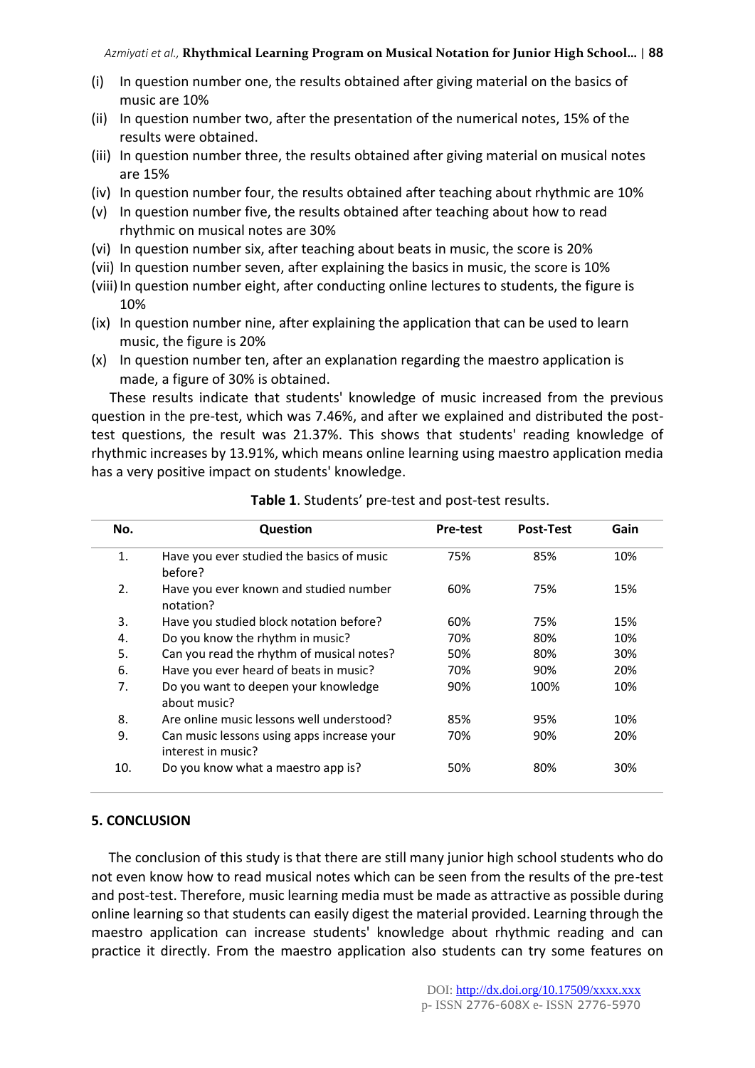(i) In question number one, the results obtained after giving material on the basics of music are 10%
(ii) In question number two, after the presentation of the numerical notes, 15% of the results were obtained.
(iii) In question number three, the results obtained after giving material on musical notes are 15%
(iv) In question number four, the results obtained after teaching about rhythmic are 10%
(v) In question number five, the results obtained after teaching about how to read rhythmic on musical notes are 30%
(vi) In question number six, after teaching about beats in music, the score is 20%
(vii) In question number seven, after explaining the basics in music, the score is 10%
(viii) In question number eight, after conducting online lectures to students, the figure is 10%
(ix) In question number nine, after explaining the application that can be used to learn music, the figure is 20%
(x) In question number ten, after an explanation regarding the maestro application is made, a figure of 30% is obtained.

These results indicate that students' knowledge of music increased from the previous question in the pre-test, which was 7.46%, and after we explained and distributed the post-test questions, the result was 21.37%. This shows that students' reading knowledge of rhythmic increases by 13.91%, which means online learning using maestro application media has a very positive impact on students' knowledge.

**Table 1**. Students' pre-test and post-test results.

| No. | Question | Pre-test | Post-Test | Gain |
|---|---|---|---|---|
| 1. | Have you ever studied the basics of music before? | 75% | 85% | 10% |
| 2. | Have you ever known and studied number notation? | 60% | 75% | 15% |
| 3. | Have you studied block notation before? | 60% | 75% | 15% |
| 4. | Do you know the rhythm in music? | 70% | 80% | 10% |
| 5. | Can you read the rhythm of musical notes? | 50% | 80% | 30% |
| 6. | Have you ever heard of beats in music? | 70% | 90% | 20% |
| 7. | Do you want to deepen your knowledge about music? | 90% | 100% | 10% |
| 8. | Are online music lessons well understood? | 85% | 95% | 10% |
| 9. | Can music lessons using apps increase your interest in music? | 70% | 90% | 20% |
| 10. | Do you know what a maestro app is? | 50% | 80% | 30% |

## 5. CONCLUSION

The conclusion of this study is that there are still many junior high school students who do not even know how to read musical notes which can be seen from the results of the pre-test and post-test. Therefore, music learning media must be made as attractive as possible during online learning so that students can easily digest the material provided. Learning through the maestro application can increase students' knowledge about rhythmic reading and can practice it directly. From the maestro application also students can try some features on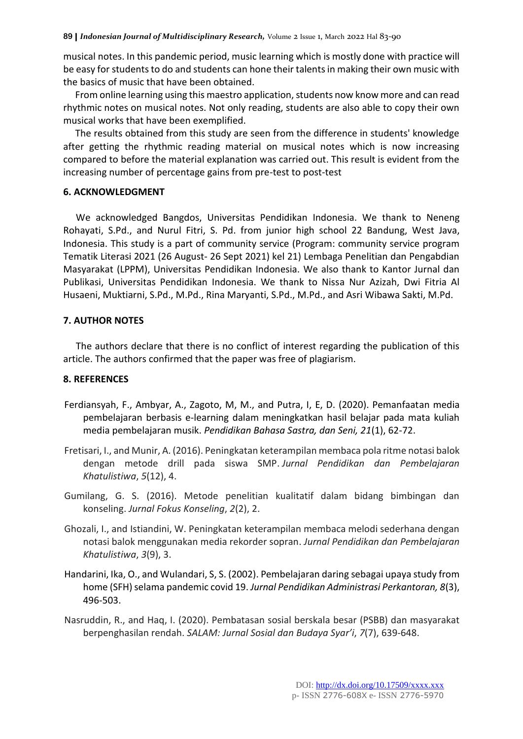musical notes. In this pandemic period, music learning which is mostly done with practice will be easy for students to do and students can hone their talents in making their own music with the basics of music that have been obtained.

From online learning using this maestro application, students now know more and can read rhythmic notes on musical notes. Not only reading, students are also able to copy their own musical works that have been exemplified.

The results obtained from this study are seen from the difference in students' knowledge after getting the rhythmic reading material on musical notes which is now increasing compared to before the material explanation was carried out. This result is evident from the increasing number of percentage gains from pre-test to post-test

## 6. ACKNOWLEDGMENT

We acknowledged Bangdos, Universitas Pendidikan Indonesia. We thank to Neneng Rohayati, S.Pd., and Nurul Fitri, S. Pd. from junior high school 22 Bandung, West Java, Indonesia. This study is a part of community service (Program: community service program Tematik Literasi 2021 (26 August- 26 Sept 2021) kel 21) Lembaga Penelitian dan Pengabdian Masyarakat (LPPM), Universitas Pendidikan Indonesia. We also thank to Kantor Jurnal dan Publikasi, Universitas Pendidikan Indonesia. We thank to Nissa Nur Azizah, Dwi Fitria Al Husaeni, Muktiarni, S.Pd., M.Pd., Rina Maryanti, S.Pd., M.Pd., and Asri Wibawa Sakti, M.Pd.

## 7. AUTHOR NOTES

The authors declare that there is no conflict of interest regarding the publication of this article. The authors confirmed that the paper was free of plagiarism.

## 8. REFERENCES

Ferdiansyah, F., Ambyar, A., Zagoto, M, M., and Putra, I, E, D. (2020). Pemanfaatan media pembelajaran berbasis e-learning dalam meningkatkan hasil belajar pada mata kuliah media pembelajaran musik. *Pendidikan Bahasa Sastra, dan Seni, 21*(1), 62-72.

Fretisari, I., and Munir, A. (2016). Peningkatan keterampilan membaca pola ritme notasi balok dengan metode drill pada siswa SMP. *Jurnal Pendidikan dan Pembelajaran Khatulistiwa*, *5*(12), 4.

Gumilang, G. S. (2016). Metode penelitian kualitatif dalam bidang bimbingan dan konseling. *Jurnal Fokus Konseling*, *2*(2), 2.

Ghozali, I., and Istiandini, W. Peningkatan keterampilan membaca melodi sederhana dengan notasi balok menggunakan media rekorder sopran. *Jurnal Pendidikan dan Pembelajaran Khatulistiwa*, *3*(9), 3.

Handarini, Ika, O., and Wulandari, S, S. (2002). Pembelajaran daring sebagai upaya study from home (SFH) selama pandemic covid 19. *Jurnal Pendidikan Administrasi Perkantoran, 8*(3), 496-503.

Nasruddin, R., and Haq, I. (2020). Pembatasan sosial berskala besar (PSBB) dan masyarakat berpenghasilan rendah. *SALAM: Jurnal Sosial dan Budaya Syar'i*, *7*(7), 639-648.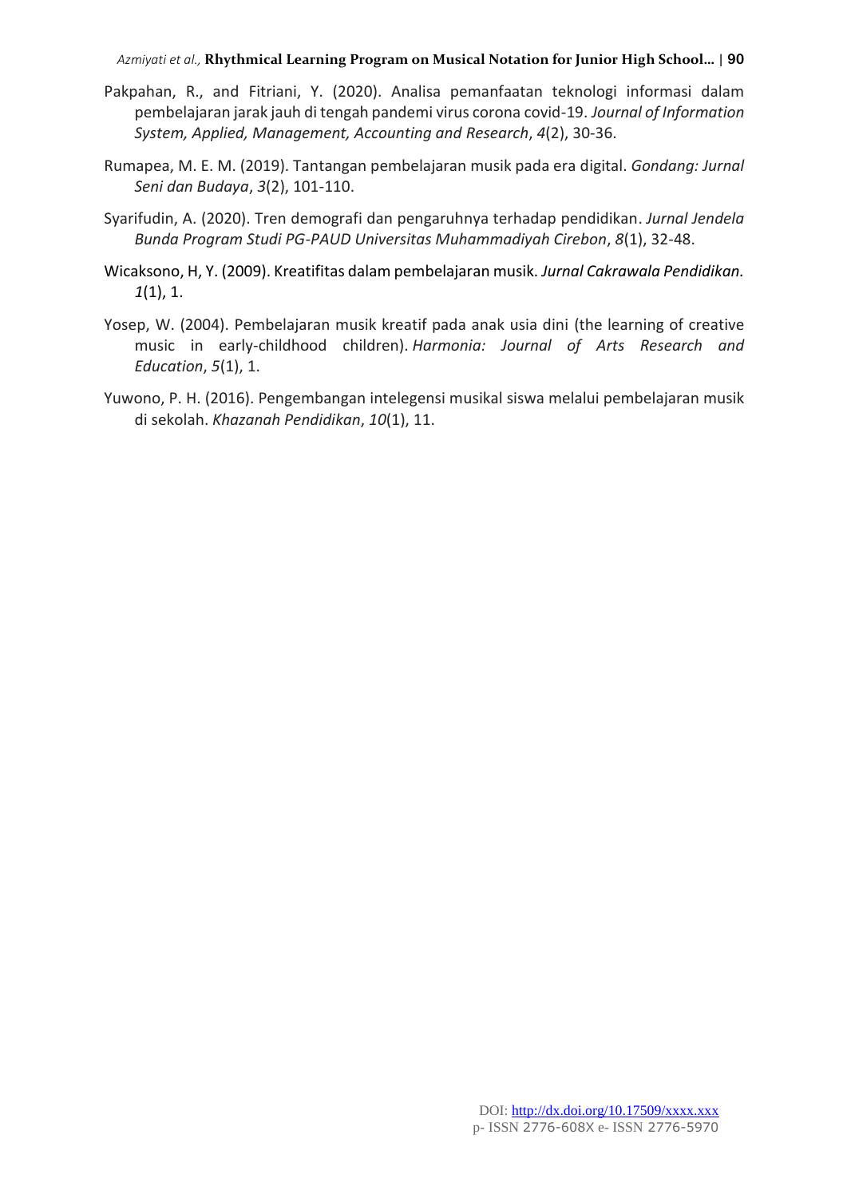Pakpahan, R., and Fitriani, Y. (2020). Analisa pemanfaatan teknologi informasi dalam pembelajaran jarak jauh di tengah pandemi virus corona covid-19. *Journal of Information System, Applied, Management, Accounting and Research*, *4*(2), 30-36.

Rumapea, M. E. M. (2019). Tantangan pembelajaran musik pada era digital. *Gondang: Jurnal Seni dan Budaya*, *3*(2), 101-110.

Syarifudin, A. (2020). Tren demografi dan pengaruhnya terhadap pendidikan. *Jurnal Jendela Bunda Program Studi PG-PAUD Universitas Muhammadiyah Cirebon*, *8*(1), 32-48.

Wicaksono, H, Y. (2009). Kreatifitas dalam pembelajaran musik. *Jurnal Cakrawala Pendidikan. 1*(1), 1.

Yosep, W. (2004). Pembelajaran musik kreatif pada anak usia dini (the learning of creative music in early-childhood children). *Harmonia: Journal of Arts Research and Education*, *5*(1), 1.

Yuwono, P. H. (2016). Pengembangan intelegensi musikal siswa melalui pembelajaran musik di sekolah. *Khazanah Pendidikan*, *10*(1), 11.